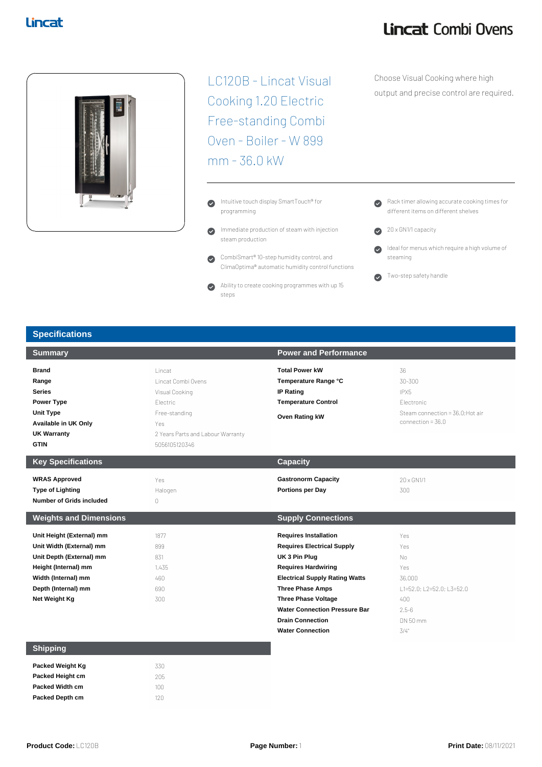# LC120B - Lincat Visual Cooking 1.20 Electric Free-standing Combi Oven - Boiler - W 899 mm - 36.0 kW

Choose Visual Cooking where high output and precise control are required.

- Intuitive touch display SmartTouch® for programming
- Immediate production of steam with injection steam production
- CombiSmart® 10-step humidity control, and ClimaOptima® automatic humidity control functions
- Ability to create cooking programmes with up 15 steps
- Rack timer allowing accurate cooking times for different items on different shelves
- 20 x GN1/1 capacity
- Ideal for menus which require a high volume of steaming
- Two-step safety handle

## Specifications

### Summary

| | |
|---|---|
| **Brand** | Lincat |
| **Range** | Lincat Combi Ovens |
| **Series** | Visual Cooking |
| **Power Type** | Electric |
| **Unit Type** | Free-standing |
| **Available in UK Only** | Yes |
| **UK Warranty** | 2 Years Parts and Labour Warranty |
| **GTIN** | 5056105120346 |

### Power and Performance

| | |
|---|---|
| **Total Power kW** | 36 |
| **Temperature Range °C** | 30-300 |
| **IP Rating** | IPX5 |
| **Temperature Control** | Electronic |
| **Oven Rating kW** | Steam connection = 36.0;Hot air connection = 36.0 |

### Key Specifications

| | |
|---|---|
| **WRAS Approved** | Yes |
| **Type of Lighting** | Halogen |
| **Number of Grids included** | 0 |

### Capacity

| | |
|---|---|
| **Gastronorm Capacity** | 20 x GN1/1 |
| **Portions per Day** | 300 |

### Weights and Dimensions

| | |
|---|---|
| **Unit Height (External) mm** | 1877 |
| **Unit Width (External) mm** | 899 |
| **Unit Depth (External) mm** | 831 |
| **Height (Internal) mm** | 1,435 |
| **Width (Internal) mm** | 460 |
| **Depth (Internal) mm** | 690 |
| **Net Weight Kg** | 300 |

### Supply Connections

| | |
|---|---|
| **Requires Installation** | Yes |
| **Requires Electrical Supply** | Yes |
| **UK 3 Pin Plug** | No |
| **Requires Hardwiring** | Yes |
| **Electrical Supply Rating Watts** | 36,000 |
| **Three Phase Amps** | L1=52.0; L2=52.0; L3=52.0 |
| **Three Phase Voltage** | 400 |
| **Water Connection Pressure Bar** | 2.5-6 |
| **Drain Connection** | DN 50 mm |
| **Water Connection** | 3/4" |

### Shipping

| | |
|---|---|
| **Packed Weight Kg** | 330 |
| **Packed Height cm** | 205 |
| **Packed Width cm** | 100 |
| **Packed Depth cm** | 120 |

**Product Code:** LC120B  **Print Date:** 08/11/2021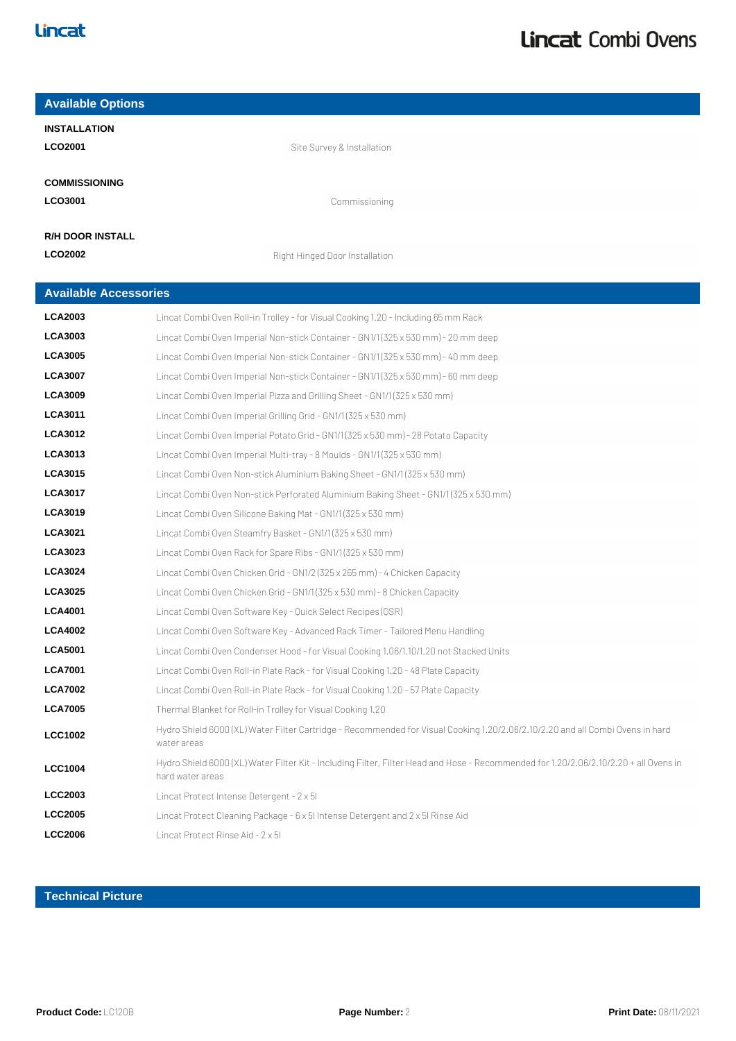## Available Options

**INSTALLATION**

| | |
|---|---|
| **LCO2001** | Site Survey & Installation |

**COMMISSIONING**

| | |
|---|---|
| **LCO3001** | Commissioning |

**R/H DOOR INSTALL**

| | |
|---|---|
| **LCO2002** | Right Hinged Door Installation |

## Available Accessories

| | |
|---|---|
| **LCA2003** | Lincat Combi Oven Roll-in Trolley - for Visual Cooking 1.20 - Including 65 mm Rack |
| **LCA3003** | Lincat Combi Oven Imperial Non-stick Container - GN1/1 (325 x 530 mm) - 20 mm deep |
| **LCA3005** | Lincat Combi Oven Imperial Non-stick Container - GN1/1 (325 x 530 mm) - 40 mm deep |
| **LCA3007** | Lincat Combi Oven Imperial Non-stick Container - GN1/1 (325 x 530 mm) - 60 mm deep |
| **LCA3009** | Lincat Combi Oven Imperial Pizza and Grilling Sheet - GN1/1 (325 x 530 mm) |
| **LCA3011** | Lincat Combi Oven Imperial Grilling Grid - GN1/1 (325 x 530 mm) |
| **LCA3012** | Lincat Combi Oven Imperial Potato Grid - GN1/1 (325 x 530 mm) - 28 Potato Capacity |
| **LCA3013** | Lincat Combi Oven Imperial Multi-tray - 8 Moulds - GN1/1 (325 x 530 mm) |
| **LCA3015** | Lincat Combi Oven Non-stick Aluminium Baking Sheet - GN1/1 (325 x 530 mm) |
| **LCA3017** | Lincat Combi Oven Non-stick Perforated Aluminium Baking Sheet - GN1/1 (325 x 530 mm) |
| **LCA3019** | Lincat Combi Oven Silicone Baking Mat - GN1/1 (325 x 530 mm) |
| **LCA3021** | Lincat Combi Oven Steamfry Basket - GN1/1 (325 x 530 mm) |
| **LCA3023** | Lincat Combi Oven Rack for Spare Ribs - GN1/1 (325 x 530 mm) |
| **LCA3024** | Lincat Combi Oven Chicken Grid - GN1/2 (325 x 265 mm) - 4 Chicken Capacity |
| **LCA3025** | Lincat Combi Oven Chicken Grid - GN1/1 (325 x 530 mm) - 8 Chicken Capacity |
| **LCA4001** | Lincat Combi Oven Software Key - Quick Select Recipes (QSR) |
| **LCA4002** | Lincat Combi Oven Software Key - Advanced Rack Timer - Tailored Menu Handling |
| **LCA5001** | Lincat Combi Oven Condenser Hood - for Visual Cooking 1.06/1.10/1.20 not Stacked Units |
| **LCA7001** | Lincat Combi Oven Roll-in Plate Rack - for Visual Cooking 1.20 - 48 Plate Capacity |
| **LCA7002** | Lincat Combi Oven Roll-in Plate Rack - for Visual Cooking 1.20 - 57 Plate Capacity |
| **LCA7005** | Thermal Blanket for Roll-in Trolley for Visual Cooking 1.20 |
| **LCC1002** | Hydro Shield 6000 (XL) Water Filter Cartridge - Recommended for Visual Cooking 1.20/2.06/2.10/2.20 and all Combi Ovens in hard water areas |
| **LCC1004** | Hydro Shield 6000 (XL) Water Filter Kit - Including Filter, Filter Head and Hose - Recommended for 1.20/2.06/2.10/2.20 + all Ovens in hard water areas |
| **LCC2003** | Lincat Protect Intense Detergent - 2 x 5l |
| **LCC2005** | Lincat Protect Cleaning Package - 6 x 5l Intense Detergent and 2 x 5l Rinse Aid |
| **LCC2006** | Lincat Protect Rinse Aid - 2 x 5l |

## Technical Picture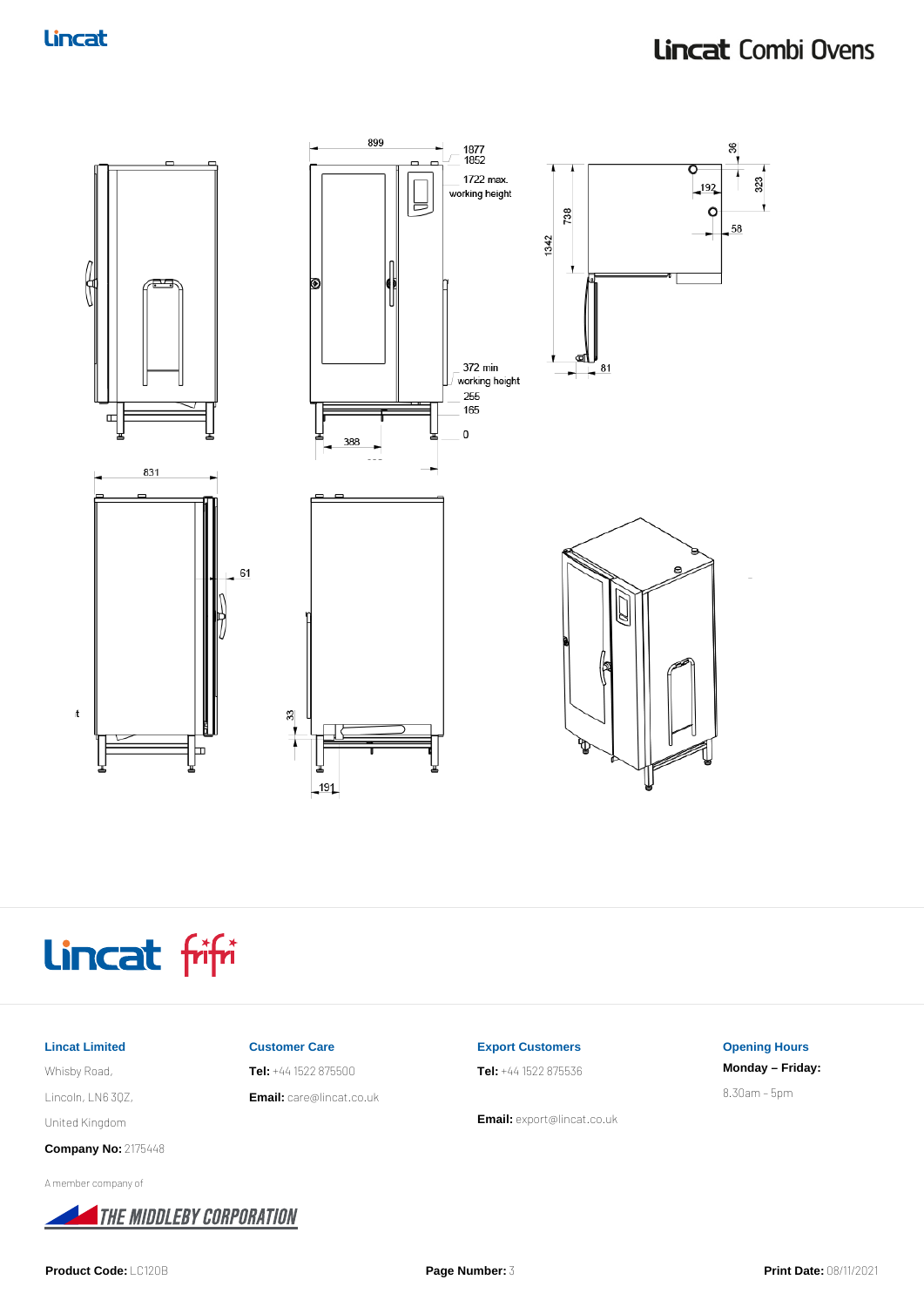899

1877
1852

1722 max.
working height

372 min
working height

255
165

0

388

1342

738

36

192

323

58

81

831

61

33

191

Lincat frifri

**Lincat Limited**

Whisby Road,

Lincoln, LN6 3QZ,

United Kingdom

**Company No:** 2175448

**Customer Care**

**Tel:** +44 1522 875500

**Email:** care@lincat.co.uk

**Export Customers**

**Tel:** +44 1522 875536

**Email:** export@lincat.co.uk

**Opening Hours**

**Monday – Friday:**

8.30am – 5pm

A member company of

THE MIDDLEBY CORPORATION

**Product Code:** LC120B

**Print Date:** 08/11/2021